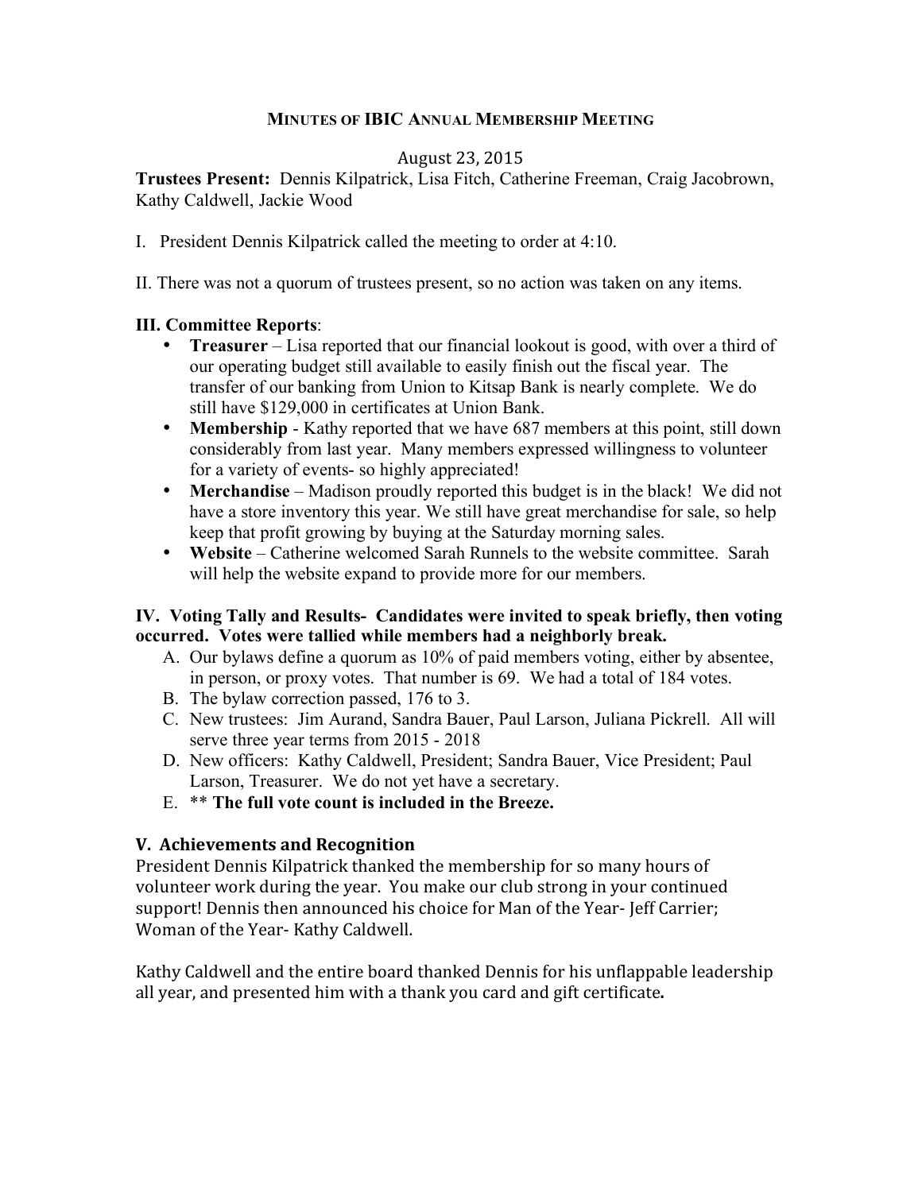# MINUTES OF IBIC ANNUAL MEMBERSHIP MEETING

August 23, 2015

**Trustees Present:** Dennis Kilpatrick, Lisa Fitch, Catherine Freeman, Craig Jacobrown, Kathy Caldwell, Jackie Wood

I. President Dennis Kilpatrick called the meeting to order at 4:10.

II. There was not a quorum of trustees present, so no action was taken on any items.

**III. Committee Reports**:

- **Treasurer** – Lisa reported that our financial lookout is good, with over a third of our operating budget still available to easily finish out the fiscal year. The transfer of our banking from Union to Kitsap Bank is nearly complete. We do still have $129,000 in certificates at Union Bank.
- **Membership** - Kathy reported that we have 687 members at this point, still down considerably from last year. Many members expressed willingness to volunteer for a variety of events- so highly appreciated!
- **Merchandise** – Madison proudly reported this budget is in the black! We did not have a store inventory this year. We still have great merchandise for sale, so help keep that profit growing by buying at the Saturday morning sales.
- **Website** – Catherine welcomed Sarah Runnels to the website committee. Sarah will help the website expand to provide more for our members.

**IV. Voting Tally and Results- Candidates were invited to speak briefly, then voting occurred. Votes were tallied while members had a neighborly break.**

A. Our bylaws define a quorum as 10% of paid members voting, either by absentee, in person, or proxy votes. That number is 69. We had a total of 184 votes.
B. The bylaw correction passed, 176 to 3.
C. New trustees: Jim Aurand, Sandra Bauer, Paul Larson, Juliana Pickrell. All will serve three year terms from 2015 - 2018
D. New officers: Kathy Caldwell, President; Sandra Bauer, Vice President; Paul Larson, Treasurer. We do not yet have a secretary.
E. ** **The full vote count is included in the Breeze.**

## V. Achievements and Recognition

President Dennis Kilpatrick thanked the membership for so many hours of volunteer work during the year. You make our club strong in your continued support! Dennis then announced his choice for Man of the Year- Jeff Carrier; Woman of the Year- Kathy Caldwell.

Kathy Caldwell and the entire board thanked Dennis for his unflappable leadership all year, and presented him with a thank you card and gift certificate**.**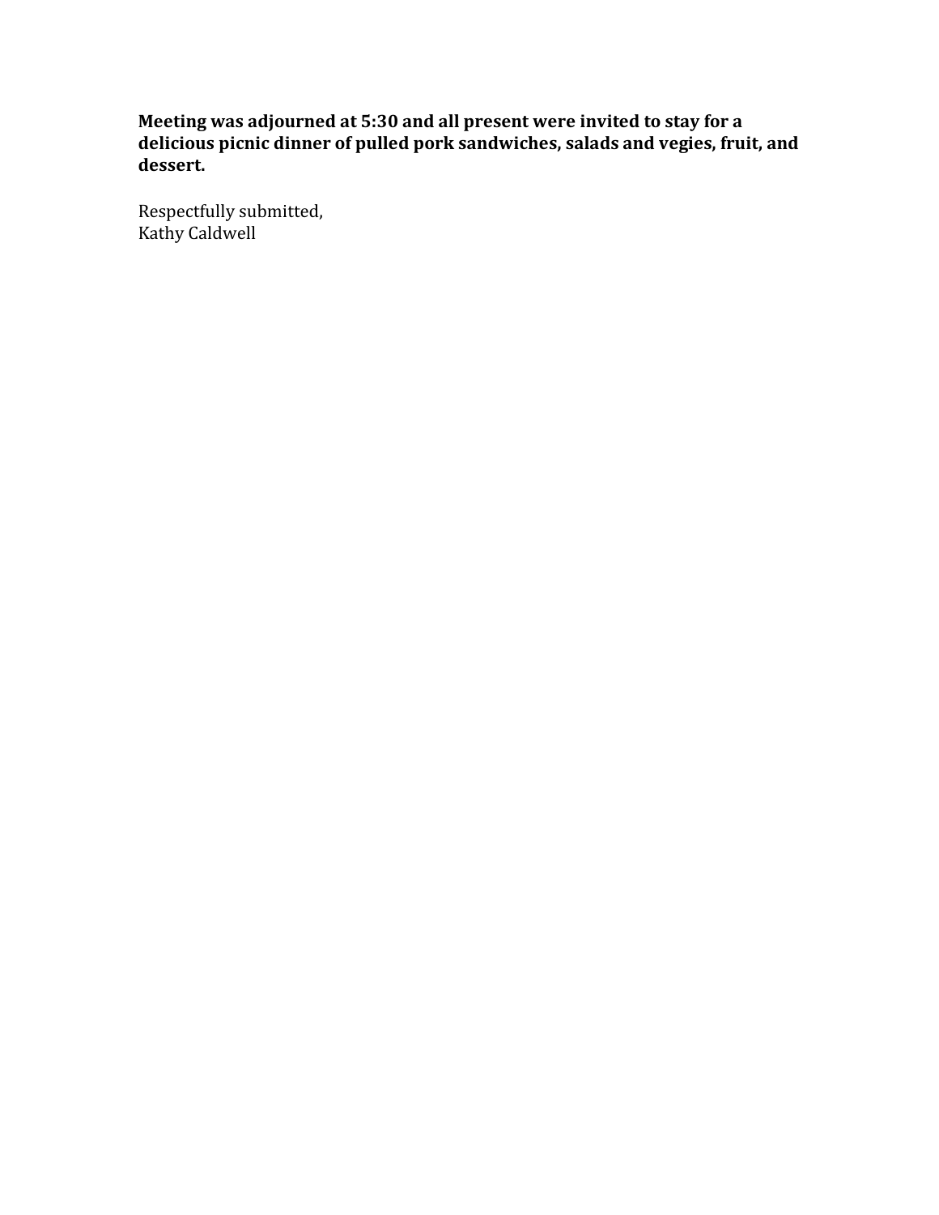**Meeting was adjourned at 5:30 and all present were invited to stay for a delicious picnic dinner of pulled pork sandwiches, salads and vegies, fruit, and dessert.**

Respectfully submitted,
Kathy Caldwell